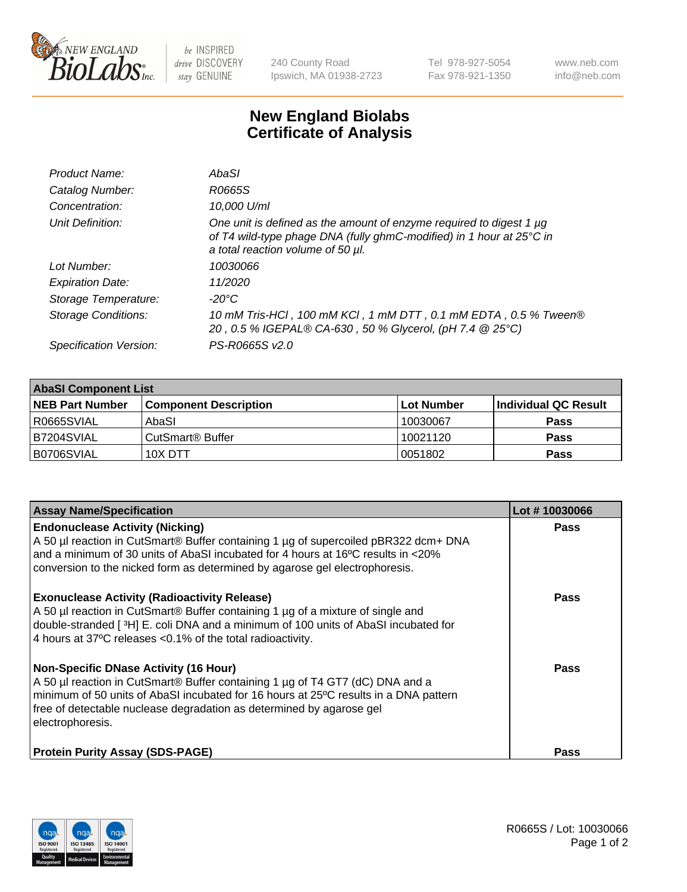New England BioLabs Inc. — be INSPIRED drive DISCOVERY stay GENUINE

240 County Road
Ipswich, MA 01938-2723

Tel 978-927-5054
Fax 978-921-1350

www.neb.com
info@neb.com

# New England Biolabs Certificate of Analysis

| | |
|---|---|
| *Product Name:* | *AbaSI* |
| *Catalog Number:* | *R0665S* |
| *Concentration:* | *10,000 U/ml* |
| *Unit Definition:* | *One unit is defined as the amount of enzyme required to digest 1 µg of T4 wild-type phage DNA (fully ghmC-modified) in 1 hour at 25°C in a total reaction volume of 50 µl.* |
| *Lot Number:* | *10030066* |
| *Expiration Date:* | *11/2020* |
| *Storage Temperature:* | *-20°C* |
| *Storage Conditions:* | *10 mM Tris-HCl , 100 mM KCl , 1 mM DTT , 0.1 mM EDTA , 0.5 % Tween® 20 , 0.5 % IGEPAL® CA-630 , 50 % Glycerol, (pH 7.4 @ 25°C)* |
| *Specification Version:* | *PS-R0665S v2.0* |

| AbaSI Component List | | | |
|---|---|---|---|
| **NEB Part Number** | **Component Description** | **Lot Number** | **Individual QC Result** |
| R0665SVIAL | AbaSI | 10030067 | **Pass** |
| B7204SVIAL | CutSmart® Buffer | 10021120 | **Pass** |
| B0706SVIAL | 10X DTT | 0051802 | **Pass** |

| Assay Name/Specification | Lot # 10030066 |
|---|---|
| **Endonuclease Activity (Nicking)**<br>A 50 µl reaction in CutSmart® Buffer containing 1 µg of supercoiled pBR322 dcm+ DNA and a minimum of 30 units of AbaSI incubated for 4 hours at 16ºC results in <20% conversion to the nicked form as determined by agarose gel electrophoresis. | **Pass** |
| **Exonuclease Activity (Radioactivity Release)**<br>A 50 µl reaction in CutSmart® Buffer containing 1 µg of a mixture of single and double-stranded [ $^{3}$H] E. coli DNA and a minimum of 100 units of AbaSI incubated for 4 hours at 37ºC releases <0.1% of the total radioactivity. | **Pass** |
| **Non-Specific DNase Activity (16 Hour)**<br>A 50 µl reaction in CutSmart® Buffer containing 1 µg of T4 GT7 (dC) DNA and a minimum of 50 units of AbaSI incubated for 16 hours at 25ºC results in a DNA pattern free of detectable nuclease degradation as determined by agarose gel electrophoresis. | **Pass** |
| **Protein Purity Assay (SDS-PAGE)** | **Pass** |

R0665S / Lot: 10030066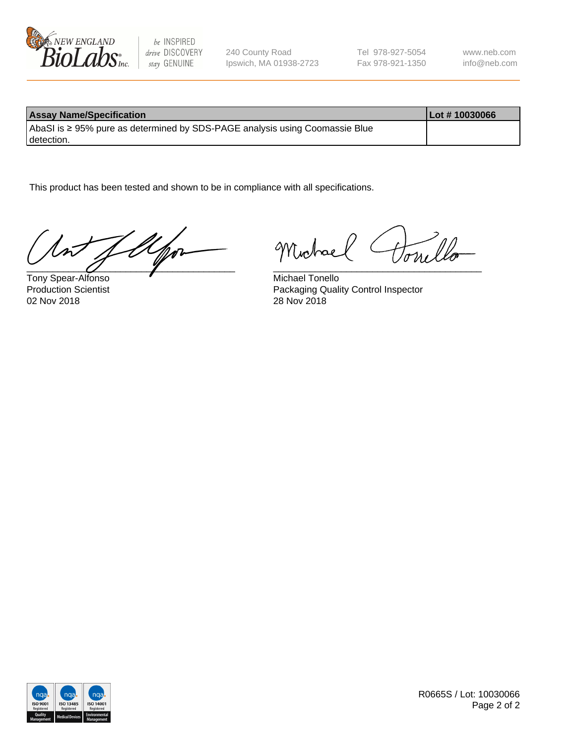| Assay Name/Specification | Lot # 10030066 |
| --- | --- |
| AbaSI is ≥ 95% pure as determined by SDS-PAGE analysis using Coomassie Blue detection. | |

This product has been tested and shown to be in compliance with all specifications.

Tony Spear-Alfonso
Production Scientist
02 Nov 2018

Michael Tonello
Packaging Quality Control Inspector
28 Nov 2018

R0665S / Lot: 10030066